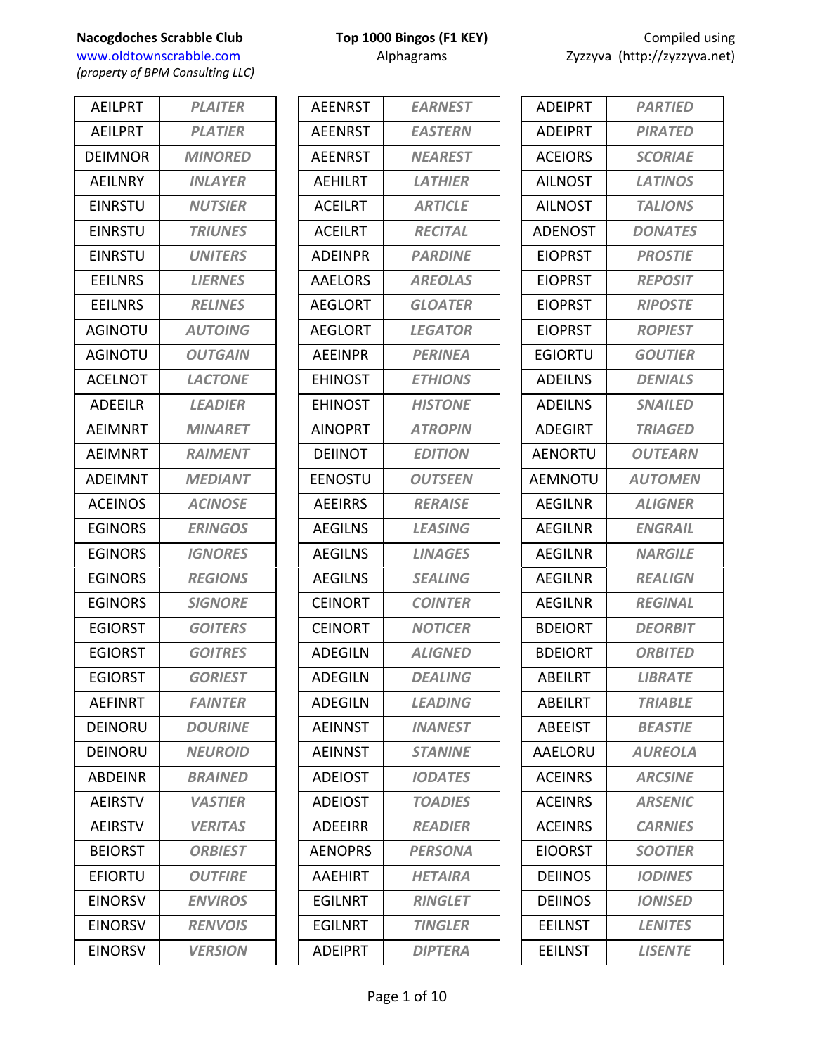**Nacogdoches Scrabble Club**
www.oldtownscrabble.com
*(property of BPM Consulting LLC)*

**Top 1000 Bingos (F1 KEY)**
Alphagrams

Compiled using
Zyzzyva (http://zyzzyva.net)

| Alphagram | Word |
|---|---|
| AEILPRT | *PLAITER* |
| AEILPRT | *PLATIER* |
| DEIMNOR | *MINORED* |
| AEILNRY | *INLAYER* |
| EINRSTU | *NUTSIER* |
| EINRSTU | *TRIUNES* |
| EINRSTU | *UNITERS* |
| EEILNRS | *LIERNES* |
| EEILNRS | *RELINES* |
| AGINOTU | *AUTOING* |
| AGINOTU | *OUTGAIN* |
| ACELNOT | *LACTONE* |
| ADEEILR | *LEADIER* |
| AEIMNRT | *MINARET* |
| AEIMNRT | *RAIMENT* |
| ADEIMNT | *MEDIANT* |
| ACEINOS | *ACINOSE* |
| EGINORS | *ERINGOS* |
| EGINORS | *IGNORES* |
| EGINORS | *REGIONS* |
| EGINORS | *SIGNORE* |
| EGIORST | *GOITERS* |
| EGIORST | *GOITRES* |
| EGIORST | *GORIEST* |
| AEFINRT | *FAINTER* |
| DEINORU | *DOURINE* |
| DEINORU | *NEUROID* |
| ABDEINR | *BRAINED* |
| AEIRSTV | *VASTIER* |
| AEIRSTV | *VERITAS* |
| BEIORST | *ORBIEST* |
| EFIORTU | *OUTFIRE* |
| EINORSV | *ENVIROS* |
| EINORSV | *RENVOIS* |
| EINORSV | *VERSION* |
| AEENRST | *EARNEST* |
| AEENRST | *EASTERN* |
| AEENRST | *NEAREST* |
| AEHILRT | *LATHIER* |
| ACEILRT | *ARTICLE* |
| ACEILRT | *RECITAL* |
| ADEINPR | *PARDINE* |
| AAELORS | *AREOLAS* |
| AEGLORT | *GLOATER* |
| AEGLORT | *LEGATOR* |
| AEEINPR | *PERINEA* |
| EHINOST | *ETHIONS* |
| EHINOST | *HISTONE* |
| AINOPRT | *ATROPIN* |
| DEIINOT | *EDITION* |
| EENOSTU | *OUTSEEN* |
| AEEIRRS | *RERAISE* |
| AEGILNS | *LEASING* |
| AEGILNS | *LINAGES* |
| AEGILNS | *SEALING* |
| CEINORT | *COINTER* |
| CEINORT | *NOTICER* |
| ADEGILN | *ALIGNED* |
| ADEGILN | *DEALING* |
| ADEGILN | *LEADING* |
| AEINNST | *INANEST* |
| AEINNST | *STANINE* |
| ADEIOST | *IODATES* |
| ADEIOST | *TOADIES* |
| ADEEIRR | *READIER* |
| AENOPRS | *PERSONA* |
| AAEHIRT | *HETAIRA* |
| EGILNRT | *RINGLET* |
| EGILNRT | *TINGLER* |
| ADEIPRT | *DIPTERA* |
| ADEIPRT | *PARTIED* |
| ADEIPRT | *PIRATED* |
| ACEIORS | *SCORIAE* |
| AILNOST | *LATINOS* |
| AILNOST | *TALIONS* |
| ADENOST | *DONATES* |
| EIOPRST | *PROSTIE* |
| EIOPRST | *REPOSIT* |
| EIOPRST | *RIPOSTE* |
| EIOPRST | *ROPIEST* |
| EGIORTU | *GOUTIER* |
| ADEILNS | *DENIALS* |
| ADEILNS | *SNAILED* |
| ADEGIRT | *TRIAGED* |
| AENORTU | *OUTEARN* |
| AEMNOTU | *AUTOMEN* |
| AEGILNR | *ALIGNER* |
| AEGILNR | *ENGRAIL* |
| AEGILNR | *NARGILE* |
| AEGILNR | *REALIGN* |
| AEGILNR | *REGINAL* |
| BDEIORT | *DEORBIT* |
| BDEIORT | *ORBITED* |
| ABEILRT | *LIBRATE* |
| ABEILRT | *TRIABLE* |
| ABEEIST | *BEASTIE* |
| AAELORU | *AUREOLA* |
| ACEINRS | *ARCSINE* |
| ACEINRS | *ARSENIC* |
| ACEINRS | *CARNIES* |
| EIOORST | *SOOTIER* |
| DEIINOS | *IODINES* |
| DEIINOS | *IONISED* |
| EEILNST | *LENITES* |
| EEILNST | *LISENTE* |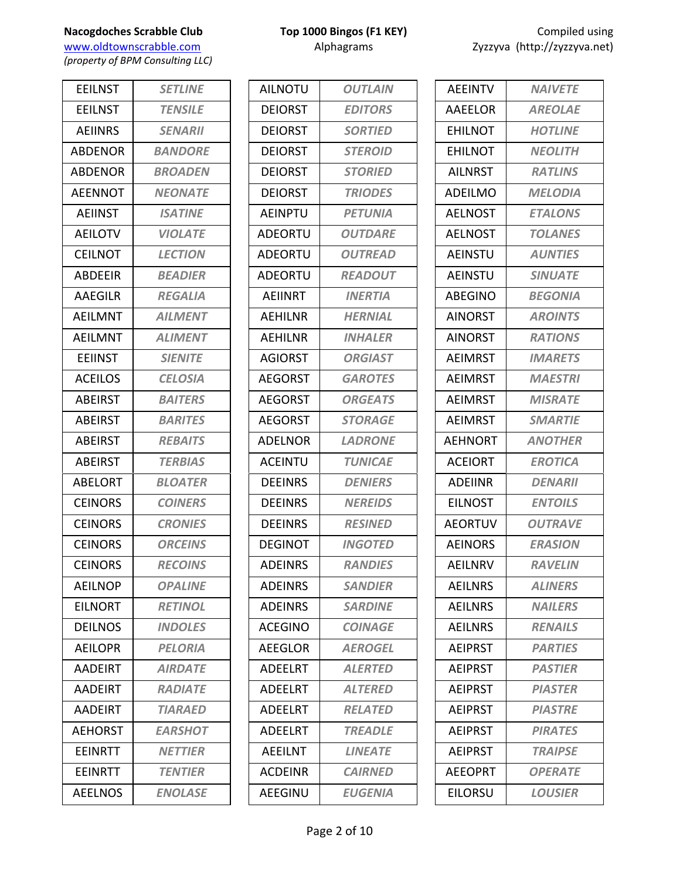**Nacogdoches Scrabble Club**
www.oldtownscrabble.com
*(property of BPM Consulting LLC)*

**Top 1000 Bingos (F1 KEY)**
Alphagrams

Compiled using
Zyzzyva (http://zyzzyva.net)

| | |
|---|---|
| EEILNST | ***SETLINE*** |
| EEILNST | ***TENSILE*** |
| AEIINRS | ***SENARII*** |
| ABDENOR | ***BANDORE*** |
| ABDENOR | ***BROADEN*** |
| AEENNOT | ***NEONATE*** |
| AEIINST | ***ISATINE*** |
| AEILOTV | ***VIOLATE*** |
| CEILNOT | ***LECTION*** |
| ABDEEIR | ***BEADIER*** |
| AAEGILR | ***REGALIA*** |
| AEILMNT | ***AILMENT*** |
| AEILMNT | ***ALIMENT*** |
| EEIINST | ***SIENITE*** |
| ACEILOS | ***CELOSIA*** |
| ABEIRST | ***BAITERS*** |
| ABEIRST | ***BARITES*** |
| ABEIRST | ***REBAITS*** |
| ABEIRST | ***TERBIAS*** |
| ABELORT | ***BLOATER*** |
| CEINORS | ***COINERS*** |
| CEINORS | ***CRONIES*** |
| CEINORS | ***ORCEINS*** |
| CEINORS | ***RECOINS*** |
| AEILNOP | ***OPALINE*** |
| EILNORT | ***RETINOL*** |
| DEILNOS | ***INDOLES*** |
| AEILOPR | ***PELORIA*** |
| AADEIRT | ***AIRDATE*** |
| AADEIRT | ***RADIATE*** |
| AADEIRT | ***TIARAED*** |
| AEHORST | ***EARSHOT*** |
| EEINRTT | ***NETTIER*** |
| EEINRTT | ***TENTIER*** |
| AEELNOS | ***ENOLASE*** |

| | |
|---|---|
| AILNOTU | ***OUTLAIN*** |
| DEIORST | ***EDITORS*** |
| DEIORST | ***SORTIED*** |
| DEIORST | ***STEROID*** |
| DEIORST | ***STORIED*** |
| DEIORST | ***TRIODES*** |
| AEINPTU | ***PETUNIA*** |
| ADEORTU | ***OUTDARE*** |
| ADEORTU | ***OUTREAD*** |
| ADEORTU | ***READOUT*** |
| AEIINRT | ***INERTIA*** |
| AEHILNR | ***HERNIAL*** |
| AEHILNR | ***INHALER*** |
| AGIORST | ***ORGIAST*** |
| AEGORST | ***GAROTES*** |
| AEGORST | ***ORGEATS*** |
| AEGORST | ***STORAGE*** |
| ADELNOR | ***LADRONE*** |
| ACEINTU | ***TUNICAE*** |
| DEEINRS | ***DENIERS*** |
| DEEINRS | ***NEREIDS*** |
| DEEINRS | ***RESINED*** |
| DEGINOT | ***INGOTED*** |
| ADEINRS | ***RANDIES*** |
| ADEINRS | ***SANDIER*** |
| ADEINRS | ***SARDINE*** |
| ACEGINO | ***COINAGE*** |
| AEEGLOR | ***AEROGEL*** |
| ADEELRT | ***ALERTED*** |
| ADEELRT | ***ALTERED*** |
| ADEELRT | ***RELATED*** |
| ADEELRT | ***TREADLE*** |
| AEEILNT | ***LINEATE*** |
| ACDEINR | ***CAIRNED*** |
| AEEGINU | ***EUGENIA*** |

| | |
|---|---|
| AEEINTV | ***NAIVETE*** |
| AAEELOR | ***AREOLAE*** |
| EHILNOT | ***HOTLINE*** |
| EHILNOT | ***NEOLITH*** |
| AILNRST | ***RATLINS*** |
| ADEILMO | ***MELODIA*** |
| AELNOST | ***ETALONS*** |
| AELNOST | ***TOLANES*** |
| AEINSTU | ***AUNTIES*** |
| AEINSTU | ***SINUATE*** |
| ABEGINO | ***BEGONIA*** |
| AINORST | ***AROINTS*** |
| AINORST | ***RATIONS*** |
| AEIMRST | ***IMARETS*** |
| AEIMRST | ***MAESTRI*** |
| AEIMRST | ***MISRATE*** |
| AEIMRST | ***SMARTIE*** |
| AEHNORT | ***ANOTHER*** |
| ACEIORT | ***EROTICA*** |
| ADEIINR | ***DENARII*** |
| EILNOST | ***ENTOILS*** |
| AEORTUV | ***OUTRAVE*** |
| AEINORS | ***ERASION*** |
| AEILNRV | ***RAVELIN*** |
| AEILNRS | ***ALINERS*** |
| AEILNRS | ***NAILERS*** |
| AEILNRS | ***RENAILS*** |
| AEIPRST | ***PARTIES*** |
| AEIPRST | ***PASTIER*** |
| AEIPRST | ***PIASTER*** |
| AEIPRST | ***PIASTRE*** |
| AEIPRST | ***PIRATES*** |
| AEIPRST | ***TRAIPSE*** |
| AEEOPRT | ***OPERATE*** |
| EILORSU | ***LOUSIER*** |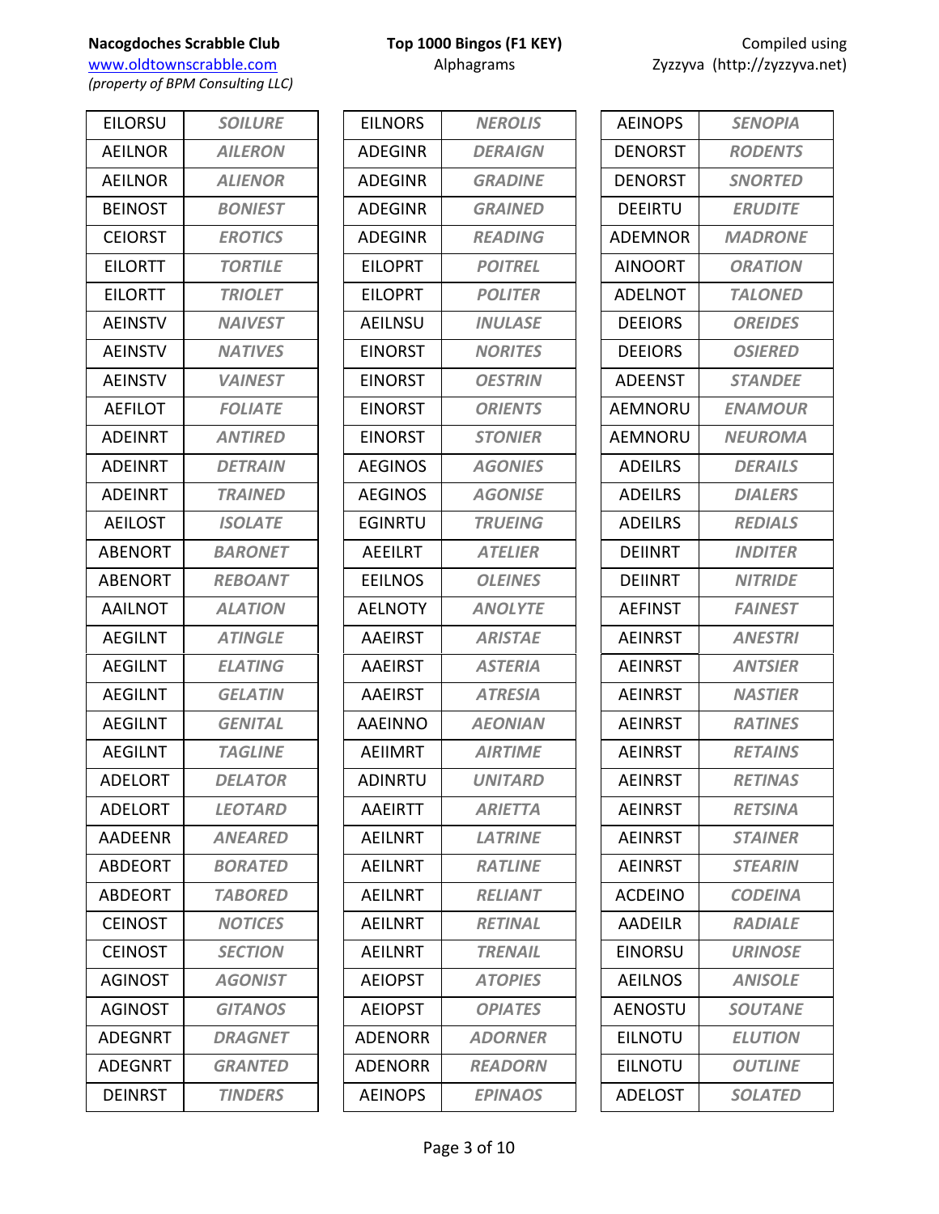| EILORSU | ***SOILURE*** |
|---|---|
| AEILNOR | ***AILERON*** |
| AEILNOR | ***ALIENOR*** |
| BEINOST | ***BONIEST*** |
| CEIORST | ***EROTICS*** |
| EILORTT | ***TORTILE*** |
| EILORTT | ***TRIOLET*** |
| AEINSTV | ***NAIVEST*** |
| AEINSTV | ***NATIVES*** |
| AEINSTV | ***VAINEST*** |
| AEFILOT | ***FOLIATE*** |
| ADEINRT | ***ANTIRED*** |
| ADEINRT | ***DETRAIN*** |
| ADEINRT | ***TRAINED*** |
| AEILOST | ***ISOLATE*** |
| ABENORT | ***BARONET*** |
| ABENORT | ***REBOANT*** |
| AAILNOT | ***ALATION*** |
| AEGILNT | ***ATINGLE*** |
| AEGILNT | ***ELATING*** |
| AEGILNT | ***GELATIN*** |
| AEGILNT | ***GENITAL*** |
| AEGILNT | ***TAGLINE*** |
| ADELORT | ***DELATOR*** |
| ADELORT | ***LEOTARD*** |
| AADEENR | ***ANEARED*** |
| ABDEORT | ***BORATED*** |
| ABDEORT | ***TABORED*** |
| CEINOST | ***NOTICES*** |
| CEINOST | ***SECTION*** |
| AGINOST | ***AGONIST*** |
| AGINOST | ***GITANOS*** |
| ADEGNRT | ***DRAGNET*** |
| ADEGNRT | ***GRANTED*** |
| DEINRST | ***TINDERS*** |
| EILNORS | ***NEROLIS*** |
| ADEGINR | ***DERAIGN*** |
| ADEGINR | ***GRADINE*** |
| ADEGINR | ***GRAINED*** |
| ADEGINR | ***READING*** |
| EILOPRT | ***POITREL*** |
| EILOPRT | ***POLITER*** |
| AEILNSU | ***INULASE*** |
| EINORST | ***NORITES*** |
| EINORST | ***OESTRIN*** |
| EINORST | ***ORIENTS*** |
| EINORST | ***STONIER*** |
| AEGINOS | ***AGONIES*** |
| AEGINOS | ***AGONISE*** |
| EGINRTU | ***TRUEING*** |
| AEEILRT | ***ATELIER*** |
| EEILNOS | ***OLEINES*** |
| AELNOTY | ***ANOLYTE*** |
| AAEIRST | ***ARISTAE*** |
| AAEIRST | ***ASTERIA*** |
| AAEIRST | ***ATRESIA*** |
| AAEINNO | ***AEONIAN*** |
| AEIIMRT | ***AIRTIME*** |
| ADINRTU | ***UNITARD*** |
| AAEIRTT | ***ARIETTA*** |
| AEILNRT | ***LATRINE*** |
| AEILNRT | ***RATLINE*** |
| AEILNRT | ***RELIANT*** |
| AEILNRT | ***RETINAL*** |
| AEILNRT | ***TRENAIL*** |
| AEIOPST | ***ATOPIES*** |
| AEIOPST | ***OPIATES*** |
| ADENORR | ***ADORNER*** |
| ADENORR | ***READORN*** |
| AEINOPS | ***EPINAOS*** |
| AEINOPS | ***SENOPIA*** |
| DENORST | ***RODENTS*** |
| DENORST | ***SNORTED*** |
| DEEIRTU | ***ERUDITE*** |
| ADEMNOR | ***MADRONE*** |
| AINOORT | ***ORATION*** |
| ADELNOT | ***TALONED*** |
| DEEIORS | ***OREIDES*** |
| DEEIORS | ***OSIERED*** |
| ADEENST | ***STANDEE*** |
| AEMNORU | ***ENAMOUR*** |
| AEMNORU | ***NEUROMA*** |
| ADEILRS | ***DERAILS*** |
| ADEILRS | ***DIALERS*** |
| ADEILRS | ***REDIALS*** |
| DEIINRT | ***INDITER*** |
| DEIINRT | ***NITRIDE*** |
| AEFINST | ***FAINEST*** |
| AEINRST | ***ANESTRI*** |
| AEINRST | ***ANTSIER*** |
| AEINRST | ***NASTIER*** |
| AEINRST | ***RATINES*** |
| AEINRST | ***RETAINS*** |
| AEINRST | ***RETINAS*** |
| AEINRST | ***RETSINA*** |
| AEINRST | ***STAINER*** |
| AEINRST | ***STEARIN*** |
| ACDEINO | ***CODEINA*** |
| AADEILR | ***RADIALE*** |
| EINORSU | ***URINOSE*** |
| AEILNOS | ***ANISOLE*** |
| AENOSTU | ***SOUTANE*** |
| EILNOTU | ***ELUTION*** |
| EILNOTU | ***OUTLINE*** |
| ADELOST | ***SOLATED*** |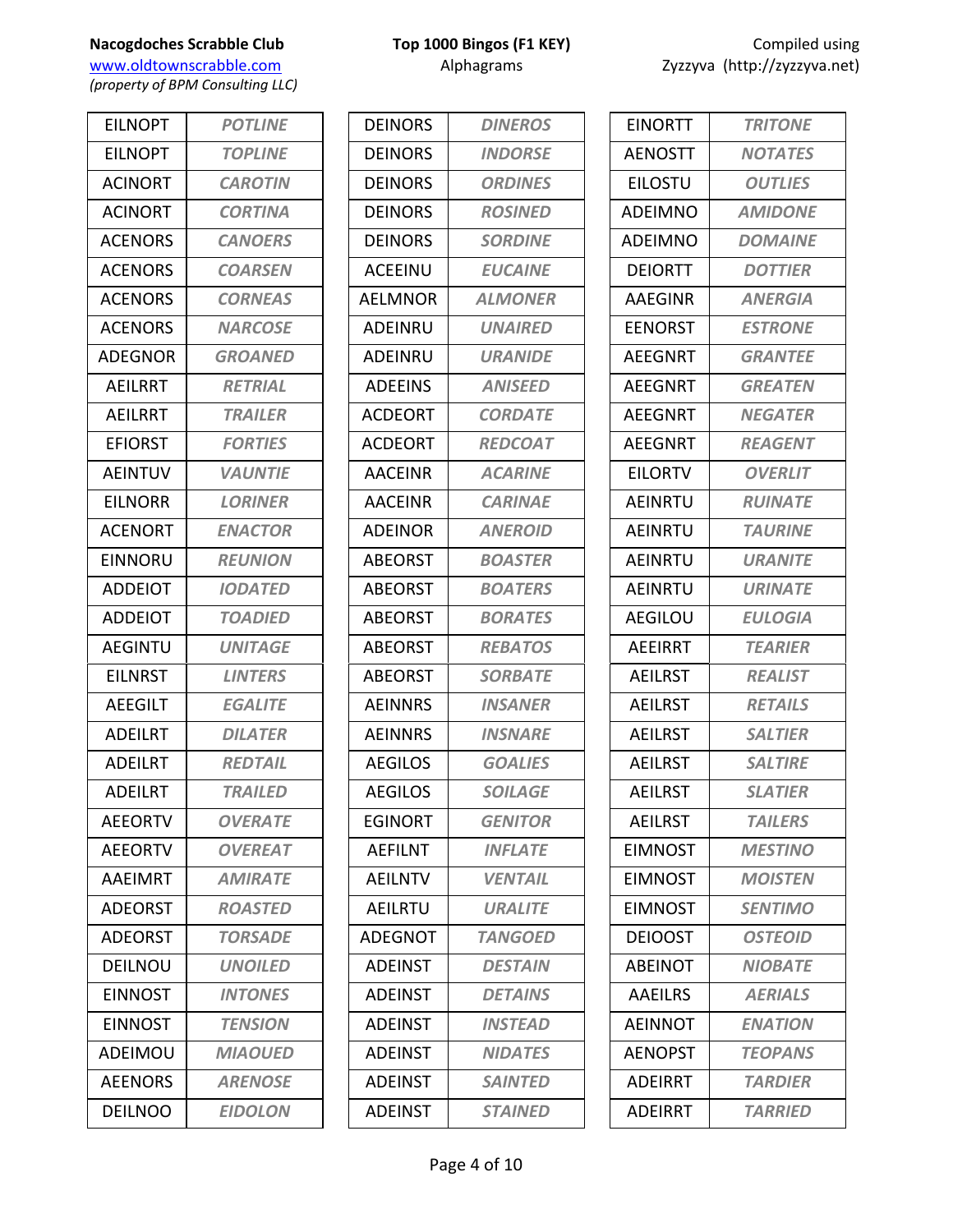**Nacogdoches Scrabble Club**
www.oldtownscrabble.com
*(property of BPM Consulting LLC)*

**Top 1000 Bingos (F1 KEY)**
Alphagrams

Compiled using
Zyzzyva (http://zyzzyva.net)

| Alphagram | Word |
|---|---|
| EILNOPT | ***POTLINE*** |
| EILNOPT | ***TOPLINE*** |
| ACINORT | ***CAROTIN*** |
| ACINORT | ***CORTINA*** |
| ACENORS | ***CANOERS*** |
| ACENORS | ***COARSEN*** |
| ACENORS | ***CORNEAS*** |
| ACENORS | ***NARCOSE*** |
| ADEGNOR | ***GROANED*** |
| AEILRRT | ***RETRIAL*** |
| AEILRRT | ***TRAILER*** |
| EFIORST | ***FORTIES*** |
| AEINTUV | ***VAUNTIE*** |
| EILNORR | ***LORINER*** |
| ACENORT | ***ENACTOR*** |
| EINNORU | ***REUNION*** |
| ADDEIOT | ***IODATED*** |
| ADDEIOT | ***TOADIED*** |
| AEGINTU | ***UNITAGE*** |
| EILNRST | ***LINTERS*** |
| AEEGILT | ***EGALITE*** |
| ADEILRT | ***DILATER*** |
| ADEILRT | ***REDTAIL*** |
| ADEILRT | ***TRAILED*** |
| AEEORTV | ***OVERATE*** |
| AEEORTV | ***OVEREAT*** |
| AAEIMRT | ***AMIRATE*** |
| ADEORST | ***ROASTED*** |
| ADEORST | ***TORSADE*** |
| DEILNOU | ***UNOILED*** |
| EINNOST | ***INTONES*** |
| EINNOST | ***TENSION*** |
| ADEIMOU | ***MIAOUED*** |
| AEENORS | ***ARENOSE*** |
| DEILNOO | ***EIDOLON*** |
| DEINORS | ***DINEROS*** |
| DEINORS | ***INDORSE*** |
| DEINORS | ***ORDINES*** |
| DEINORS | ***ROSINED*** |
| DEINORS | ***SORDINE*** |
| ACEEINU | ***EUCAINE*** |
| AELMNOR | ***ALMONER*** |
| ADEINRU | ***UNAIRED*** |
| ADEINRU | ***URANIDE*** |
| ADEEINS | ***ANISEED*** |
| ACDEORT | ***CORDATE*** |
| ACDEORT | ***REDCOAT*** |
| AACEINR | ***ACARINE*** |
| AACEINR | ***CARINAE*** |
| ADEINOR | ***ANEROID*** |
| ABEORST | ***BOASTER*** |
| ABEORST | ***BOATERS*** |
| ABEORST | ***BORATES*** |
| ABEORST | ***REBATOS*** |
| ABEORST | ***SORBATE*** |
| AEINNRS | ***INSANER*** |
| AEINNRS | ***INSNARE*** |
| AEGILOS | ***GOALIES*** |
| AEGILOS | ***SOILAGE*** |
| EGINORT | ***GENITOR*** |
| AEFILNT | ***INFLATE*** |
| AEILNTV | ***VENTAIL*** |
| AEILRTU | ***URALITE*** |
| ADEGNOT | ***TANGOED*** |
| ADEINST | ***DESTAIN*** |
| ADEINST | ***DETAINS*** |
| ADEINST | ***INSTEAD*** |
| ADEINST | ***NIDATES*** |
| ADEINST | ***SAINTED*** |
| ADEINST | ***STAINED*** |
| EINORTT | ***TRITONE*** |
| AENOSTT | ***NOTATES*** |
| EILOSTU | ***OUTLIES*** |
| ADEIMNO | ***AMIDONE*** |
| ADEIMNO | ***DOMAINE*** |
| DEIORTT | ***DOTTIER*** |
| AAEGINR | ***ANERGIA*** |
| EENORST | ***ESTRONE*** |
| AEEGNRT | ***GRANTEE*** |
| AEEGNRT | ***GREATEN*** |
| AEEGNRT | ***NEGATER*** |
| AEEGNRT | ***REAGENT*** |
| EILORTV | ***OVERLIT*** |
| AEINRTU | ***RUINATE*** |
| AEINRTU | ***TAURINE*** |
| AEINRTU | ***URANITE*** |
| AEINRTU | ***URINATE*** |
| AEGILOU | ***EULOGIA*** |
| AEEIRRT | ***TEARIER*** |
| AEILRST | ***REALIST*** |
| AEILRST | ***RETAILS*** |
| AEILRST | ***SALTIER*** |
| AEILRST | ***SALTIRE*** |
| AEILRST | ***SLATIER*** |
| AEILRST | ***TAILERS*** |
| EIMNOST | ***MESTINO*** |
| EIMNOST | ***MOISTEN*** |
| EIMNOST | ***SENTIMO*** |
| DEIOOST | ***OSTEOID*** |
| ABEINOT | ***NIOBATE*** |
| AAEILRS | ***AERIALS*** |
| AEINNOT | ***ENATION*** |
| AENOPST | ***TEOPANS*** |
| ADEIRRT | ***TARDIER*** |
| ADEIRRT | ***TARRIED*** |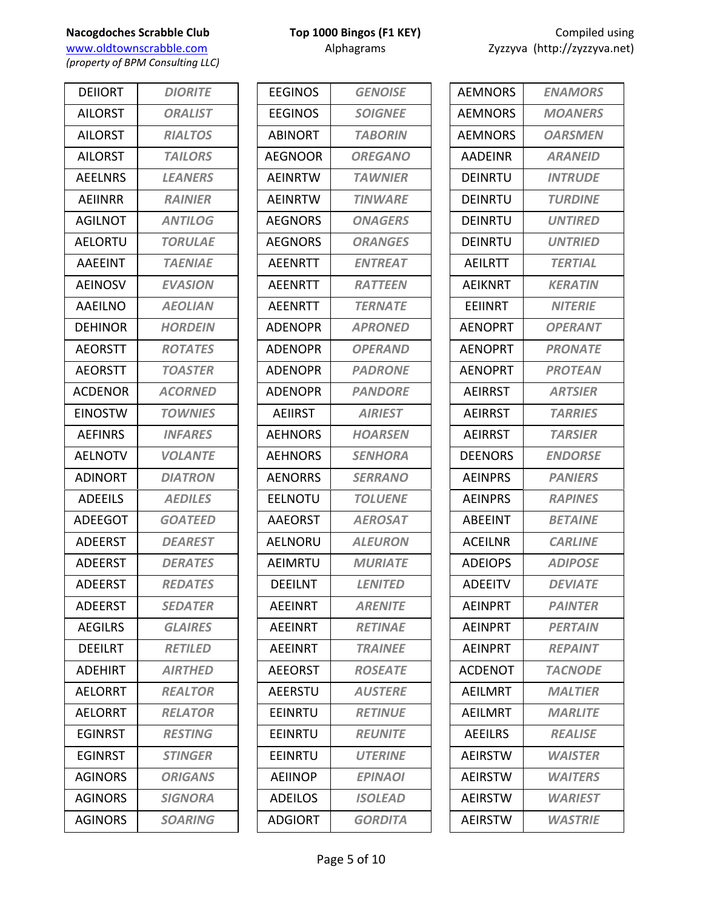**Nacogdoches Scrabble Club**
www.oldtownscrabble.com
*(property of BPM Consulting LLC)*

**Top 1000 Bingos (F1 KEY)**
Alphagrams

Compiled using
Zyzzyva (http://zyzzyva.net)

| Alphagram | Word |
|---|---|
| DEIIORT | *DIORITE* |
| AILORST | *ORALIST* |
| AILORST | *RIALTOS* |
| AILORST | *TAILORS* |
| AEELNRS | *LEANERS* |
| AEIINRR | *RAINIER* |
| AGILNOT | *ANTILOG* |
| AELORTU | *TORULAE* |
| AAEEINT | *TAENIAE* |
| AEINOSV | *EVASION* |
| AAEILNO | *AEOLIAN* |
| DEHINOR | *HORDEIN* |
| AEORSTT | *ROTATES* |
| AEORSTT | *TOASTER* |
| ACDENOR | *ACORNED* |
| EINOSTW | *TOWNIES* |
| AEFINRS | *INFARES* |
| AELNOTV | *VOLANTE* |
| ADINORT | *DIATRON* |
| ADEEILS | *AEDILES* |
| ADEEGOT | *GOATEED* |
| ADEERST | *DEAREST* |
| ADEERST | *DERATES* |
| ADEERST | *REDATES* |
| ADEERST | *SEDATER* |
| AEGILRS | *GLAIRES* |
| DEEILRT | *RETILED* |
| ADEHIRT | *AIRTHED* |
| AELORRT | *REALTOR* |
| AELORRT | *RELATOR* |
| EGINRST | *RESTING* |
| EGINRST | *STINGER* |
| AGINORS | *ORIGANS* |
| AGINORS | *SIGNORA* |
| AGINORS | *SOARING* |
| EEGINOS | *GENOISE* |
| EEGINOS | *SOIGNEE* |
| ABINORT | *TABORIN* |
| AEGNOOR | *OREGANO* |
| AEINRTW | *TAWNIER* |
| AEINRTW | *TINWARE* |
| AEGNORS | *ONAGERS* |
| AEGNORS | *ORANGES* |
| AEENRTT | *ENTREAT* |
| AEENRTT | *RATTEEN* |
| AEENRTT | *TERNATE* |
| ADENOPR | *APRONED* |
| ADENOPR | *OPERAND* |
| ADENOPR | *PADRONE* |
| ADENOPR | *PANDORE* |
| AEIIRST | *AIRIEST* |
| AEHNORS | *HOARSEN* |
| AEHNORS | *SENHORA* |
| AENORRS | *SERRANO* |
| EELNOTU | *TOLUENE* |
| AAEORST | *AEROSAT* |
| AELNORU | *ALEURON* |
| AEIMRTU | *MURIATE* |
| DEEILNT | *LENITED* |
| AEEINRT | *ARENITE* |
| AEEINRT | *RETINAE* |
| AEEINRT | *TRAINEE* |
| AEEORST | *ROSEATE* |
| AEERSTU | *AUSTERE* |
| EEINRTU | *RETINUE* |
| EEINRTU | *REUNITE* |
| EEINRTU | *UTERINE* |
| AEIINOP | *EPINAOI* |
| ADEILOS | *ISOLEAD* |
| ADGIORT | *GORDITA* |
| AEMNORS | *ENAMORS* |
| AEMNORS | *MOANERS* |
| AEMNORS | *OARSMEN* |
| AADEINR | *ARANEID* |
| DEINRTU | *INTRUDE* |
| DEINRTU | *TURDINE* |
| DEINRTU | *UNTIRED* |
| DEINRTU | *UNTRIED* |
| AEILRTT | *TERTIAL* |
| AEIKNRT | *KERATIN* |
| EEIINRT | *NITERIE* |
| AENOPRT | *OPERANT* |
| AENOPRT | *PRONATE* |
| AENOPRT | *PROTEAN* |
| AEIRRST | *ARTSIER* |
| AEIRRST | *TARRIES* |
| AEIRRST | *TARSIER* |
| DEENORS | *ENDORSE* |
| AEINPRS | *PANIERS* |
| AEINPRS | *RAPINES* |
| ABEEINT | *BETAINE* |
| ACEILNR | *CARLINE* |
| ADEIOPS | *ADIPOSE* |
| ADEEITV | *DEVIATE* |
| AEINPRT | *PAINTER* |
| AEINPRT | *PERTAIN* |
| AEINPRT | *REPAINT* |
| ACDENOT | *TACNODE* |
| AEILMRT | *MALTIER* |
| AEILMRT | *MARLITE* |
| AEEILRS | *REALISE* |
| AEIRSTW | *WAISTER* |
| AEIRSTW | *WAITERS* |
| AEIRSTW | *WARIEST* |
| AEIRSTW | *WASTRIE* |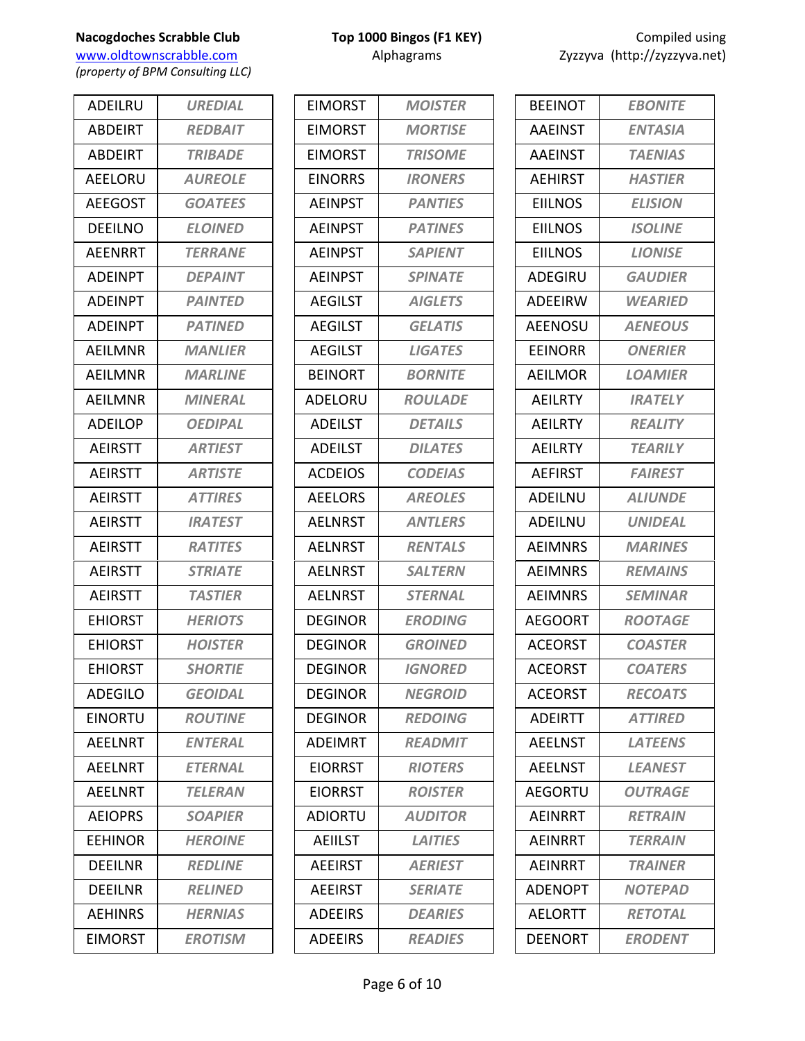| | |
|---|---|
| ADEILRU | *UREDIAL* |
| ABDEIRT | *REDBAIT* |
| ABDEIRT | *TRIBADE* |
| AEELORU | *AUREOLE* |
| AEEGOST | *GOATEES* |
| DEEILNO | *ELOINED* |
| AEENRRT | *TERRANE* |
| ADEINPT | *DEPAINT* |
| ADEINPT | *PAINTED* |
| ADEINPT | *PATINED* |
| AEILMNR | *MANLIER* |
| AEILMNR | *MARLINE* |
| AEILMNR | *MINERAL* |
| ADEILOP | *OEDIPAL* |
| AEIRSTT | *ARTIEST* |
| AEIRSTT | *ARTISTE* |
| AEIRSTT | *ATTIRES* |
| AEIRSTT | *IRATEST* |
| AEIRSTT | *RATITES* |
| AEIRSTT | *STRIATE* |
| AEIRSTT | *TASTIER* |
| EHIORST | *HERIOTS* |
| EHIORST | *HOISTER* |
| EHIORST | *SHORTIE* |
| ADEGILO | *GEOIDAL* |
| EINORTU | *ROUTINE* |
| AEELNRT | *ENTERAL* |
| AEELNRT | *ETERNAL* |
| AEELNRT | *TELERAN* |
| AEIOPRS | *SOAPIER* |
| EEHINOR | *HEROINE* |
| DEEILNR | *REDLINE* |
| DEEILNR | *RELINED* |
| AEHINRS | *HERNIAS* |
| EIMORST | *EROTISM* |

| | |
|---|---|
| EIMORST | *MOISTER* |
| EIMORST | *MORTISE* |
| EIMORST | *TRISOME* |
| EINORRS | *IRONERS* |
| AEINPST | *PANTIES* |
| AEINPST | *PATINES* |
| AEINPST | *SAPIENT* |
| AEINPST | *SPINATE* |
| AEGILST | *AIGLETS* |
| AEGILST | *GELATIS* |
| AEGILST | *LIGATES* |
| BEINORT | *BORNITE* |
| ADELORU | *ROULADE* |
| ADEILST | *DETAILS* |
| ADEILST | *DILATES* |
| ACDEIOS | *CODEIAS* |
| AEELORS | *AREOLES* |
| AELNRST | *ANTLERS* |
| AELNRST | *RENTALS* |
| AELNRST | *SALTERN* |
| AELNRST | *STERNAL* |
| DEGINOR | *ERODING* |
| DEGINOR | *GROINED* |
| DEGINOR | *IGNORED* |
| DEGINOR | *NEGROID* |
| DEGINOR | *REDOING* |
| ADEIMRT | *READMIT* |
| EIORRST | *RIOTERS* |
| EIORRST | *ROISTER* |
| ADIORTU | *AUDITOR* |
| AEIILST | *LAITIES* |
| AEEIRST | *AERIEST* |
| AEEIRST | *SERIATE* |
| ADEEIRS | *DEARIES* |
| ADEEIRS | *READIES* |

| | |
|---|---|
| BEEINOT | *EBONITE* |
| AAEINST | *ENTASIA* |
| AAEINST | *TAENIAS* |
| AEHIRST | *HASTIER* |
| EIILNOS | *ELISION* |
| EIILNOS | *ISOLINE* |
| EIILNOS | *LIONISE* |
| ADEGIRU | *GAUDIER* |
| ADEEIRW | *WEARIED* |
| AEENOSU | *AENEOUS* |
| EEINORR | *ONERIER* |
| AEILMOR | *LOAMIER* |
| AEILRTY | *IRATELY* |
| AEILRTY | *REALITY* |
| AEILRTY | *TEARILY* |
| AEFIRST | *FAIREST* |
| ADEILNU | *ALIUNDE* |
| ADEILNU | *UNIDEAL* |
| AEIMNRS | *MARINES* |
| AEIMNRS | *REMAINS* |
| AEIMNRS | *SEMINAR* |
| AEGOORT | *ROOTAGE* |
| ACEORST | *COASTER* |
| ACEORST | *COATERS* |
| ACEORST | *RECOATS* |
| ADEIRTT | *ATTIRED* |
| AEELNST | *LATEENS* |
| AEELNST | *LEANEST* |
| AEGORTU | *OUTRAGE* |
| AEINRRT | *RETRAIN* |
| AEINRRT | *TERRAIN* |
| AEINRRT | *TRAINER* |
| ADENOPT | *NOTEPAD* |
| AELORTT | *RETOTAL* |
| DEENORT | *ERODENT* |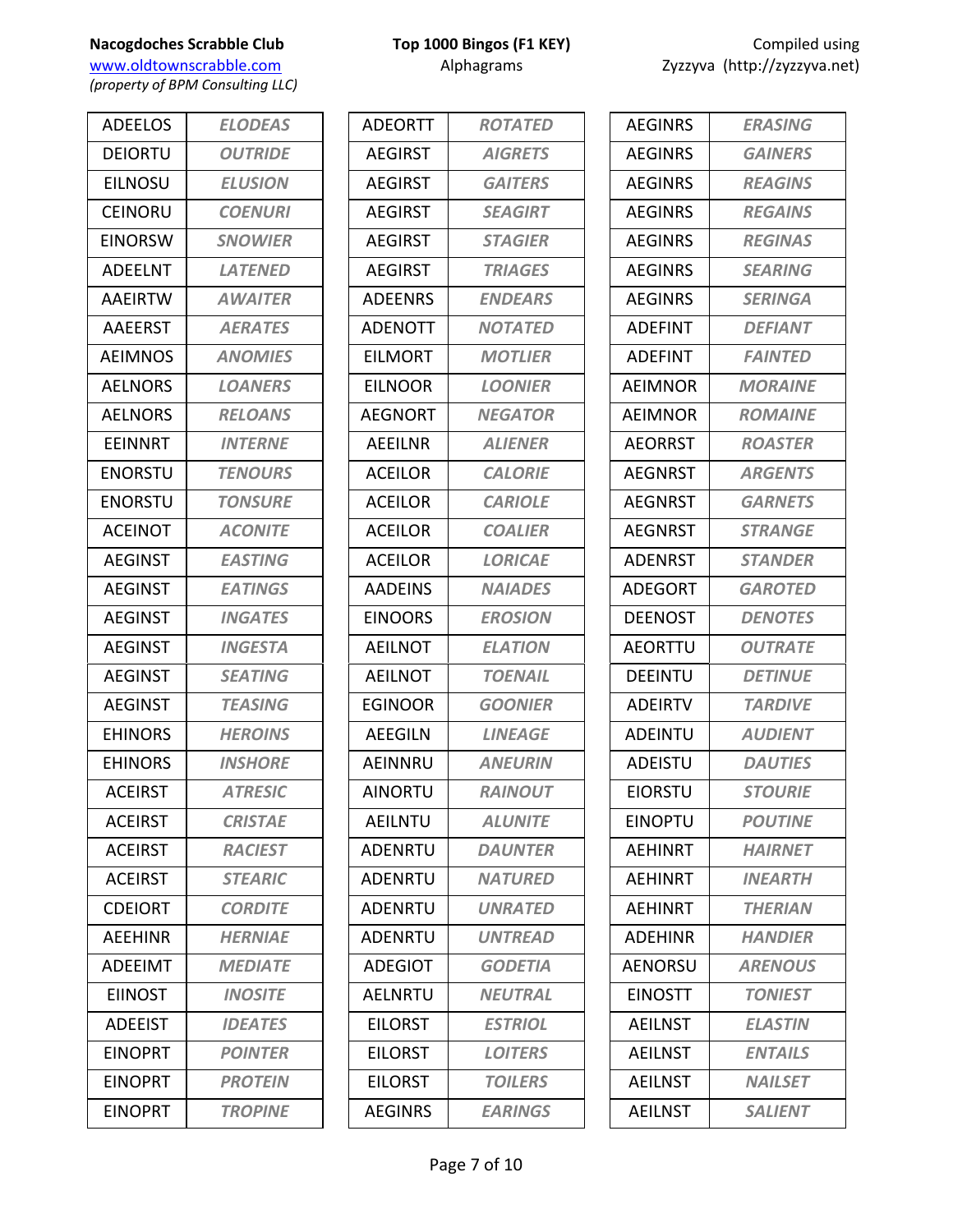**Nacogdoches Scrabble Club**
[www.oldtownscrabble.com](http://www.oldtownscrabble.com)
*(property of BPM Consulting LLC)*

**Top 1000 Bingos (F1 KEY)**
Alphagrams

Compiled using
Zyzzyva (http://zyzzyva.net)

| | |
|---|---|
| ADEELOS | ***ELODEAS*** |
| DEIORTU | ***OUTRIDE*** |
| EILNOSU | ***ELUSION*** |
| CEINORU | ***COENURI*** |
| EINORSW | ***SNOWIER*** |
| ADEELNT | ***LATENED*** |
| AAEIRTW | ***AWAITER*** |
| AAEERST | ***AERATES*** |
| AEIMNOS | ***ANOMIES*** |
| AELNORS | ***LOANERS*** |
| AELNORS | ***RELOANS*** |
| EEINNRT | ***INTERNE*** |
| ENORSTU | ***TENOURS*** |
| ENORSTU | ***TONSURE*** |
| ACEINOT | ***ACONITE*** |
| AEGINST | ***EASTING*** |
| AEGINST | ***EATINGS*** |
| AEGINST | ***INGATES*** |
| AEGINST | ***INGESTA*** |
| AEGINST | ***SEATING*** |
| AEGINST | ***TEASING*** |
| EHINORS | ***HEROINS*** |
| EHINORS | ***INSHORE*** |
| ACEIRST | ***ATRESIC*** |
| ACEIRST | ***CRISTAE*** |
| ACEIRST | ***RACIEST*** |
| ACEIRST | ***STEARIC*** |
| CDEIORT | ***CORDITE*** |
| AEEHINR | ***HERNIAE*** |
| ADEEIMT | ***MEDIATE*** |
| EIINOST | ***INOSITE*** |
| ADEEIST | ***IDEATES*** |
| EINOPRT | ***POINTER*** |
| EINOPRT | ***PROTEIN*** |
| EINOPRT | ***TROPINE*** |
| ADEORTT | ***ROTATED*** |
| AEGIRST | ***AIGRETS*** |
| AEGIRST | ***GAITERS*** |
| AEGIRST | ***SEAGIRT*** |
| AEGIRST | ***STAGIER*** |
| AEGIRST | ***TRIAGES*** |
| ADEENRS | ***ENDEARS*** |
| ADENOTT | ***NOTATED*** |
| EILMORT | ***MOTLIER*** |
| EILNOOR | ***LOONIER*** |
| AEGNORT | ***NEGATOR*** |
| AEEILNR | ***ALIENER*** |
| ACEILOR | ***CALORIE*** |
| ACEILOR | ***CARIOLE*** |
| ACEILOR | ***COALIER*** |
| ACEILOR | ***LORICAE*** |
| AADEINS | ***NAIADES*** |
| EINOORS | ***EROSION*** |
| AEILNOT | ***ELATION*** |
| AEILNOT | ***TOENAIL*** |
| EGINOOR | ***GOONIER*** |
| AEEGILN | ***LINEAGE*** |
| AEINNRU | ***ANEURIN*** |
| AINORTU | ***RAINOUT*** |
| AEILNTU | ***ALUNITE*** |
| ADENRTU | ***DAUNTER*** |
| ADENRTU | ***NATURED*** |
| ADENRTU | ***UNRATED*** |
| ADENRTU | ***UNTREAD*** |
| ADEGIOT | ***GODETIA*** |
| AELNRTU | ***NEUTRAL*** |
| EILORST | ***ESTRIOL*** |
| EILORST | ***LOITERS*** |
| EILORST | ***TOILERS*** |
| AEGINRS | ***EARINGS*** |
| AEGINRS | ***ERASING*** |
| AEGINRS | ***GAINERS*** |
| AEGINRS | ***REAGINS*** |
| AEGINRS | ***REGAINS*** |
| AEGINRS | ***REGINAS*** |
| AEGINRS | ***SEARING*** |
| AEGINRS | ***SERINGA*** |
| ADEFINT | ***DEFIANT*** |
| ADEFINT | ***FAINTED*** |
| AEIMNOR | ***MORAINE*** |
| AEIMNOR | ***ROMAINE*** |
| AEORRST | ***ROASTER*** |
| AEGNRST | ***ARGENTS*** |
| AEGNRST | ***GARNETS*** |
| AEGNRST | ***STRANGE*** |
| ADENRST | ***STANDER*** |
| ADEGORT | ***GAROTED*** |
| DEENOST | ***DENOTES*** |
| AEORTTU | ***OUTRATE*** |
| DEEINTU | ***DETINUE*** |
| ADEIRTV | ***TARDIVE*** |
| ADEINTU | ***AUDIENT*** |
| ADEISTU | ***DAUTIES*** |
| EIORSTU | ***STOURIE*** |
| EINOPTU | ***POUTINE*** |
| AEHINRT | ***HAIRNET*** |
| AEHINRT | ***INEARTH*** |
| AEHINRT | ***THERIAN*** |
| ADEHINR | ***HANDIER*** |
| AENORSU | ***ARENOUS*** |
| EINOSTT | ***TONIEST*** |
| AEILNST | ***ELASTIN*** |
| AEILNST | ***ENTAILS*** |
| AEILNST | ***NAILSET*** |
| AEILNST | ***SALIENT*** |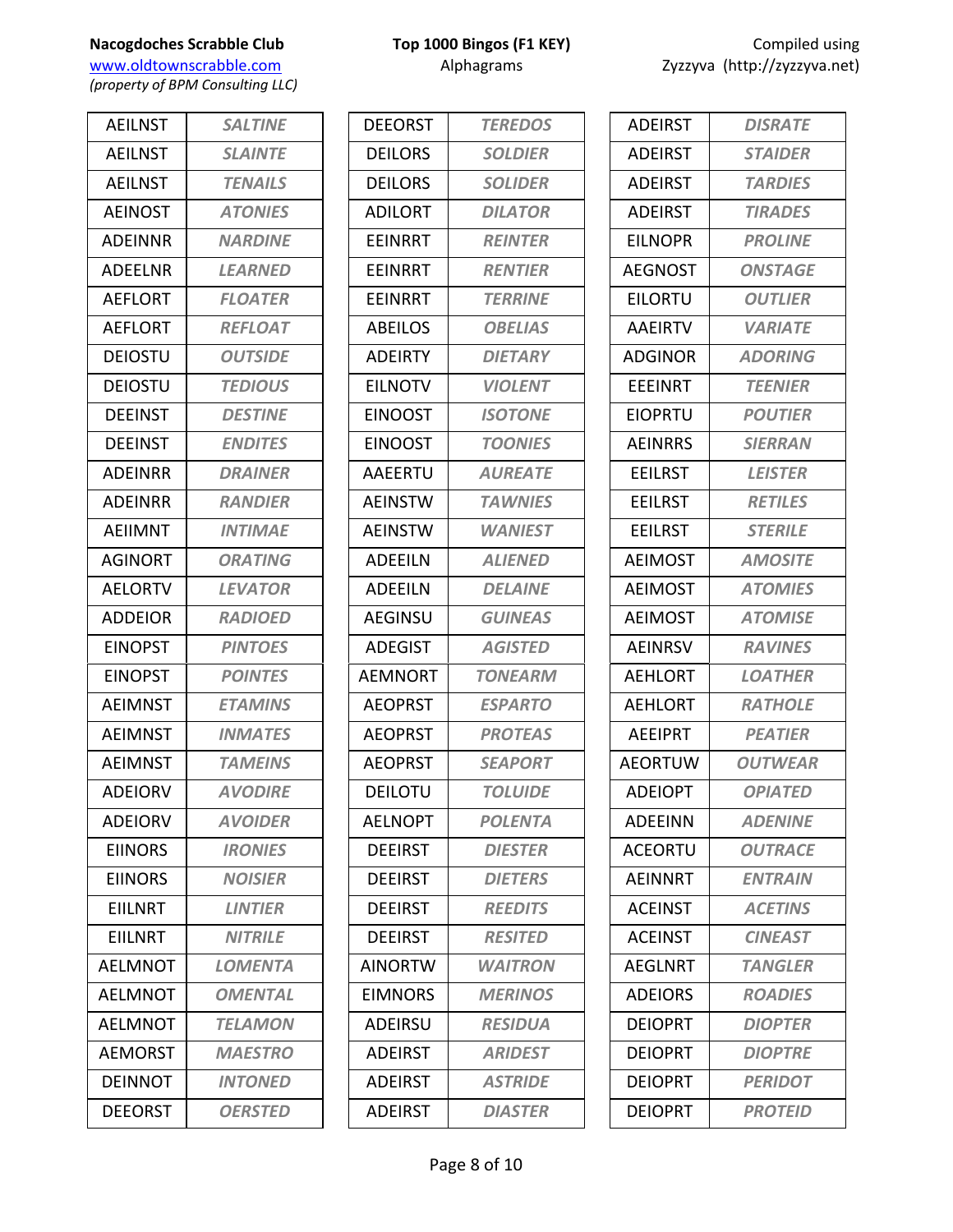**Nacogdoches Scrabble Club**
www.oldtownscrabble.com
*(property of BPM Consulting LLC)*

**Top 1000 Bingos (F1 KEY)**
Alphagrams

Compiled using
Zyzzyva (http://zyzzyva.net)

| Alphagram | Word |
|---|---|
| AEILNST | *SALTINE* |
| AEILNST | *SLAINTE* |
| AEILNST | *TENAILS* |
| AEINOST | *ATONIES* |
| ADEINNR | *NARDINE* |
| ADEELNR | *LEARNED* |
| AEFLORT | *FLOATER* |
| AEFLORT | *REFLOAT* |
| DEIOSTU | *OUTSIDE* |
| DEIOSTU | *TEDIOUS* |
| DEEINST | *DESTINE* |
| DEEINST | *ENDITES* |
| ADEINRR | *DRAINER* |
| ADEINRR | *RANDIER* |
| AEIIMNT | *INTIMAE* |
| AGINORT | *ORATING* |
| AELORTV | *LEVATOR* |
| ADDEIOR | *RADIOED* |
| EINOPST | *PINTOES* |
| EINOPST | *POINTES* |
| AEIMNST | *ETAMINS* |
| AEIMNST | *INMATES* |
| AEIMNST | *TAMEINS* |
| ADEIORV | *AVODIRE* |
| ADEIORV | *AVOIDER* |
| EIINORS | *IRONIES* |
| EIINORS | *NOISIER* |
| EIILNRT | *LINTIER* |
| EIILNRT | *NITRILE* |
| AELMNOT | *LOMENTA* |
| AELMNOT | *OMENTAL* |
| AELMNOT | *TELAMON* |
| AEMORST | *MAESTRO* |
| DEINNOT | *INTONED* |
| DEEORST | *OERSTED* |
| DEEORST | *TEREDOS* |
| DEILORS | *SOLDIER* |
| DEILORS | *SOLIDER* |
| ADILORT | *DILATOR* |
| EEINRRT | *REINTER* |
| EEINRRT | *RENTIER* |
| EEINRRT | *TERRINE* |
| ABEILOS | *OBELIAS* |
| ADEIRTY | *DIETARY* |
| EILNOTV | *VIOLENT* |
| EINOOST | *ISOTONE* |
| EINOOST | *TOONIES* |
| AAEERTU | *AUREATE* |
| AEINSTW | *TAWNIES* |
| AEINSTW | *WANIEST* |
| ADEEILN | *ALIENED* |
| ADEEILN | *DELAINE* |
| AEGINSU | *GUINEAS* |
| ADEGIST | *AGISTED* |
| AEMNORT | *TONEARM* |
| AEOPRST | *ESPARTO* |
| AEOPRST | *PROTEAS* |
| AEOPRST | *SEAPORT* |
| DEILOTU | *TOLUIDE* |
| AELNOPT | *POLENTA* |
| DEEIRST | *DIESTER* |
| DEEIRST | *DIETERS* |
| DEEIRST | *REEDITS* |
| DEEIRST | *RESITED* |
| AINORTW | *WAITRON* |
| EIMNORS | *MERINOS* |
| ADEIRSU | *RESIDUA* |
| ADEIRST | *ARIDEST* |
| ADEIRST | *ASTRIDE* |
| ADEIRST | *DIASTER* |
| ADEIRST | *DISRATE* |
| ADEIRST | *STAIDER* |
| ADEIRST | *TARDIES* |
| ADEIRST | *TIRADES* |
| EILNOPR | *PROLINE* |
| AEGNOST | *ONSTAGE* |
| EILORTU | *OUTLIER* |
| AAEIRTV | *VARIATE* |
| ADGINOR | *ADORING* |
| EEEINRT | *TEENIER* |
| EIOPRTU | *POUTIER* |
| AEINRRS | *SIERRAN* |
| EEILRST | *LEISTER* |
| EEILRST | *RETILES* |
| EEILRST | *STERILE* |
| AEIMOST | *AMOSITE* |
| AEIMOST | *ATOMIES* |
| AEIMOST | *ATOMISE* |
| AEINRSV | *RAVINES* |
| AEHLORT | *LOATHER* |
| AEHLORT | *RATHOLE* |
| AEEIPRT | *PEATIER* |
| AEORTUW | *OUTWEAR* |
| ADEIOPT | *OPIATED* |
| ADEEINN | *ADENINE* |
| ACEORTU | *OUTRACE* |
| AEINNRT | *ENTRAIN* |
| ACEINST | *ACETINS* |
| ACEINST | *CINEAST* |
| AEGLNRT | *TANGLER* |
| ADEIORS | *ROADIES* |
| DEIOPRT | *DIOPTER* |
| DEIOPRT | *DIOPTRE* |
| DEIOPRT | *PERIDOT* |
| DEIOPRT | *PROTEID* |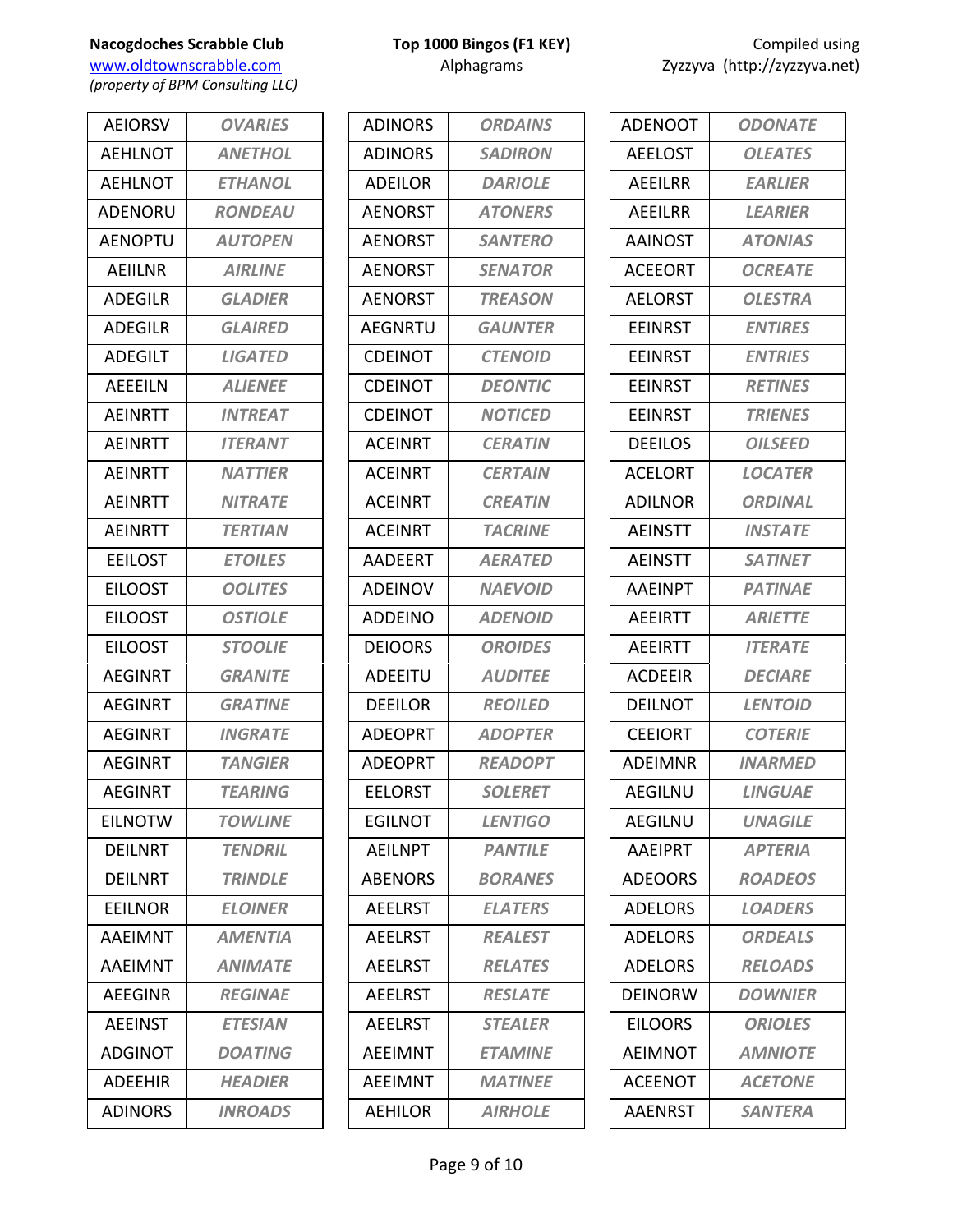| | |
|---|---|
| AEIORSV | OVARIES |
| AEHLNOT | ANETHOL |
| AEHLNOT | ETHANOL |
| ADENORU | RONDEAU |
| AENOPTU | AUTOPEN |
| AEIILNR | AIRLINE |
| ADEGILR | GLADIER |
| ADEGILR | GLAIRED |
| ADEGILT | LIGATED |
| AEEEILN | ALIENEE |
| AEINRTT | INTREAT |
| AEINRTT | ITERANT |
| AEINRTT | NATTIER |
| AEINRTT | NITRATE |
| AEINRTT | TERTIAN |
| EEILOST | ETOILES |
| EILOOST | OOLITES |
| EILOOST | OSTIOLE |
| EILOOST | STOOLIE |
| AEGINRT | GRANITE |
| AEGINRT | GRATINE |
| AEGINRT | INGRATE |
| AEGINRT | TANGIER |
| AEGINRT | TEARING |
| EILNOTW | TOWLINE |
| DEILNRT | TENDRIL |
| DEILNRT | TRINDLE |
| EEILNOR | ELOINER |
| AAEIMNT | AMENTIA |
| AAEIMNT | ANIMATE |
| AEEGINR | REGINAE |
| AEEINST | ETESIAN |
| ADGINOT | DOATING |
| ADEEHIR | HEADIER |
| ADINORS | INROADS |
| ADINORS | ORDAINS |
| ADINORS | SADIRON |
| ADEILOR | DARIOLE |
| AENORST | ATONERS |
| AENORST | SANTERO |
| AENORST | SENATOR |
| AENORST | TREASON |
| AEGNRTU | GAUNTER |
| CDEINOT | CTENOID |
| CDEINOT | DEONTIC |
| CDEINOT | NOTICED |
| ACEINRT | CERATIN |
| ACEINRT | CERTAIN |
| ACEINRT | CREATIN |
| ACEINRT | TACRINE |
| AADEERT | AERATED |
| ADEINOV | NAEVOID |
| ADDEINO | ADENOID |
| DEIOORS | OROIDES |
| ADEEITU | AUDITEE |
| DEEILOR | REOILED |
| ADEOPRT | ADOPTER |
| ADEOPRT | READOPT |
| EELORST | SOLERET |
| EGILNOT | LENTIGO |
| AEILNPT | PANTILE |
| ABENORS | BORANES |
| AEELRST | ELATERS |
| AEELRST | REALEST |
| AEELRST | RELATES |
| AEELRST | RESLATE |
| AEELRST | STEALER |
| AEEIMNT | ETAMINE |
| AEEIMNT | MATINEE |
| AEHILOR | AIRHOLE |
| ADENOOT | ODONATE |
| AEELOST | OLEATES |
| AEEILRR | EARLIER |
| AEEILRR | LEARIER |
| AAINOST | ATONIAS |
| ACEEORT | OCREATE |
| AELORST | OLESTRA |
| EEINRST | ENTIRES |
| EEINRST | ENTRIES |
| EEINRST | RETINES |
| EEINRST | TRIENES |
| DEEILOS | OILSEED |
| ACELORT | LOCATER |
| ADILNOR | ORDINAL |
| AEINSTT | INSTATE |
| AEINSTT | SATINET |
| AAEINPT | PATINAE |
| AEEIRTT | ARIETTE |
| AEEIRTT | ITERATE |
| ACDEEIR | DECIARE |
| DEILNOT | LENTOID |
| CEEIORT | COTERIE |
| ADEIMNR | INARMED |
| AEGILNU | LINGUAE |
| AEGILNU | UNAGILE |
| AAEIPRT | APTERIA |
| ADEOORS | ROADEOS |
| ADELORS | LOADERS |
| ADELORS | ORDEALS |
| ADELORS | RELOADS |
| DEINORW | DOWNIER |
| EILOORS | ORIOLES |
| AEIMNOT | AMNIOTE |
| ACEENOT | ACETONE |
| AAENRST | SANTERA |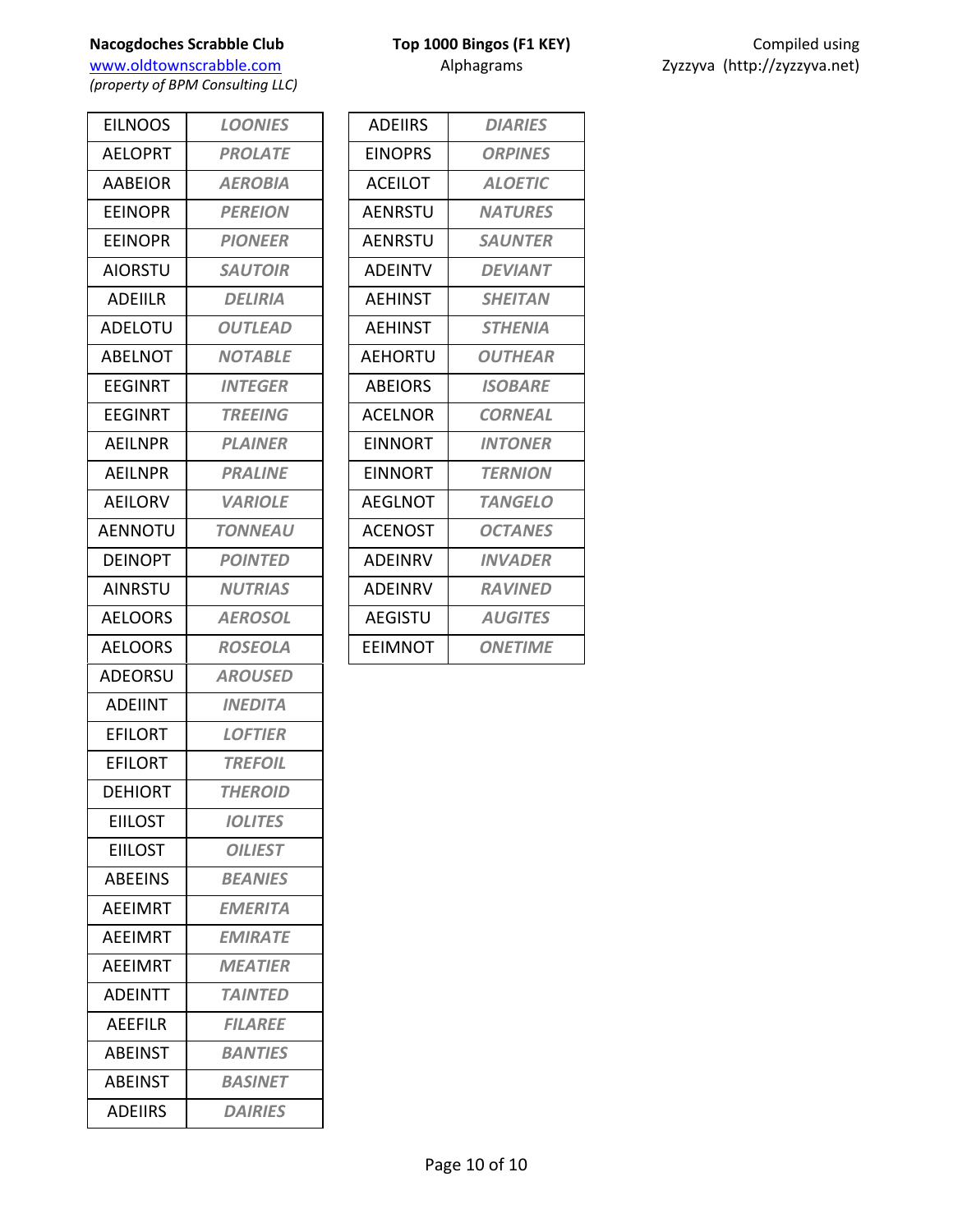**Nacogdoches Scrabble Club**
www.oldtownscrabble.com
*(property of BPM Consulting LLC)*

**Top 1000 Bingos (F1 KEY)**
Alphagrams

Compiled using
Zyzzyva (http://zyzzyva.net)

| | |
|---|---|
| EILNOOS | ***LOONIES*** |
| AELOPRT | ***PROLATE*** |
| AABEIOR | ***AEROBIA*** |
| EEINOPR | ***PEREION*** |
| EEINOPR | ***PIONEER*** |
| AIORSTU | ***SAUTOIR*** |
| ADEIILR | ***DELIRIA*** |
| ADELOTU | ***OUTLEAD*** |
| ABELNOT | ***NOTABLE*** |
| EEGINRT | ***INTEGER*** |
| EEGINRT | ***TREEING*** |
| AEILNPR | ***PLAINER*** |
| AEILNPR | ***PRALINE*** |
| AEILORV | ***VARIOLE*** |
| AENNOTU | ***TONNEAU*** |
| DEINOPT | ***POINTED*** |
| AINRSTU | ***NUTRIAS*** |
| AELOORS | ***AEROSOL*** |
| AELOORS | ***ROSEOLA*** |
| ADEORSU | ***AROUSED*** |
| ADEIINT | ***INEDITA*** |
| EFILORT | ***LOFTIER*** |
| EFILORT | ***TREFOIL*** |
| DEHIORT | ***THEROID*** |
| EIILOST | ***IOLITES*** |
| EIILOST | ***OILIEST*** |
| ABEEINS | ***BEANIES*** |
| AEEIMRT | ***EMERITA*** |
| AEEIMRT | ***EMIRATE*** |
| AEEIMRT | ***MEATIER*** |
| ADEINTT | ***TAINTED*** |
| AEEFILR | ***FILAREE*** |
| ABEINST | ***BANTIES*** |
| ABEINST | ***BASINET*** |
| ADEIIRS | ***DAIRIES*** |
| ADEIIRS | ***DIARIES*** |
| EINOPRS | ***ORPINES*** |
| ACEILOT | ***ALOETIC*** |
| AENRSTU | ***NATURES*** |
| AENRSTU | ***SAUNTER*** |
| ADEINTV | ***DEVIANT*** |
| AEHINST | ***SHEITAN*** |
| AEHINST | ***STHENIA*** |
| AEHORTU | ***OUTHEAR*** |
| ABEIORS | ***ISOBARE*** |
| ACELNOR | ***CORNEAL*** |
| EINNORT | ***INTONER*** |
| EINNORT | ***TERNION*** |
| AEGLNOT | ***TANGELO*** |
| ACENOST | ***OCTANES*** |
| ADEINRV | ***INVADER*** |
| ADEINRV | ***RAVINED*** |
| AEGISTU | ***AUGITES*** |
| EEIMNOT | ***ONETIME*** |